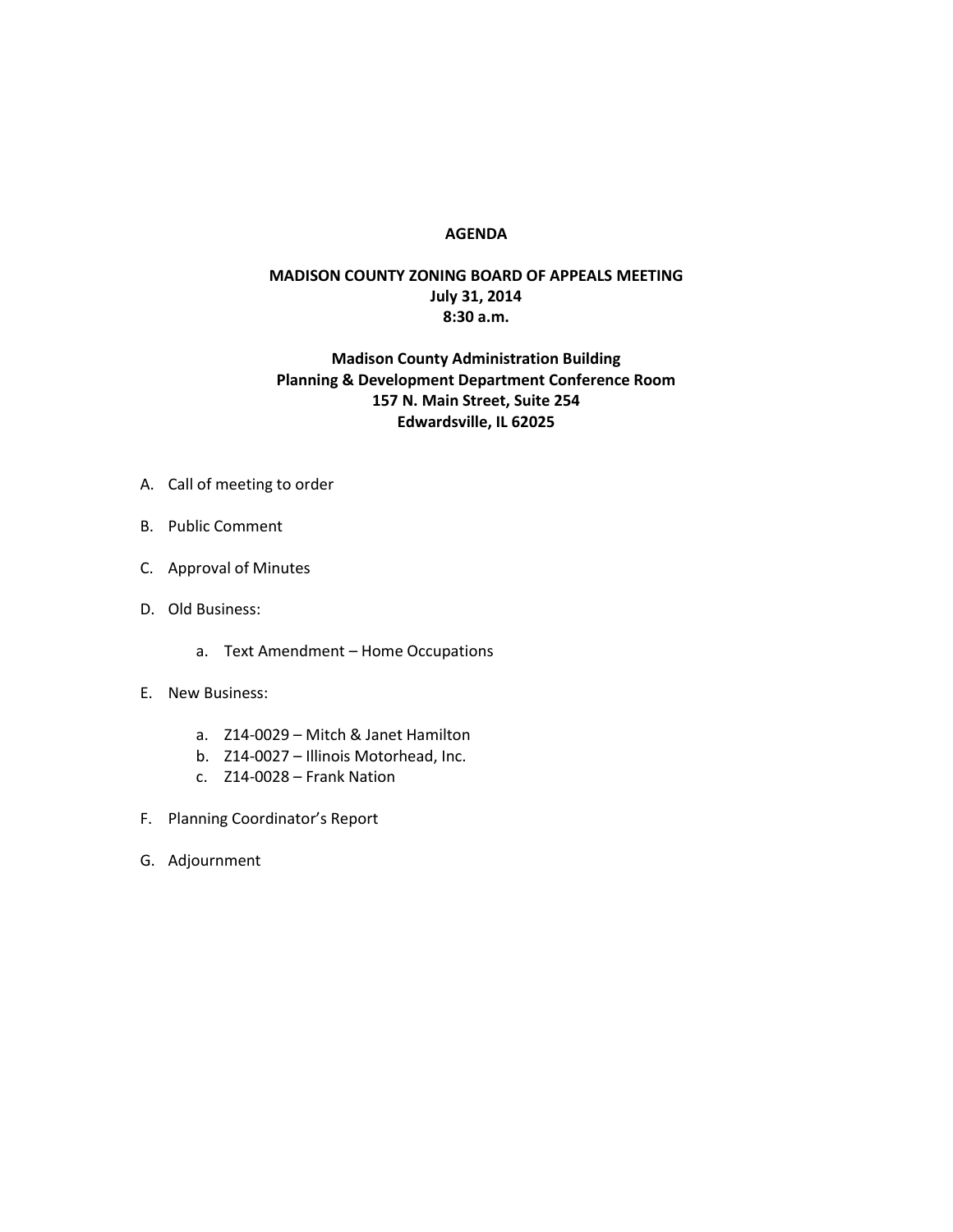# AGENDA

## MADISON COUNTY ZONING BOARD OF APPEALS MEETING

**July 31, 2014**

**8:30 a.m.**

**Madison County Administration Building**

**Planning & Development Department Conference Room**

**157 N. Main Street, Suite 254**

**Edwardsville, IL 62025**

A. Call of meeting to order

B. Public Comment

C. Approval of Minutes

D. Old Business:

   a. Text Amendment – Home Occupations

E. New Business:

   a. Z14-0029 – Mitch & Janet Hamilton
   b. Z14-0027 – Illinois Motorhead, Inc.
   c. Z14-0028 – Frank Nation

F. Planning Coordinator's Report

G. Adjournment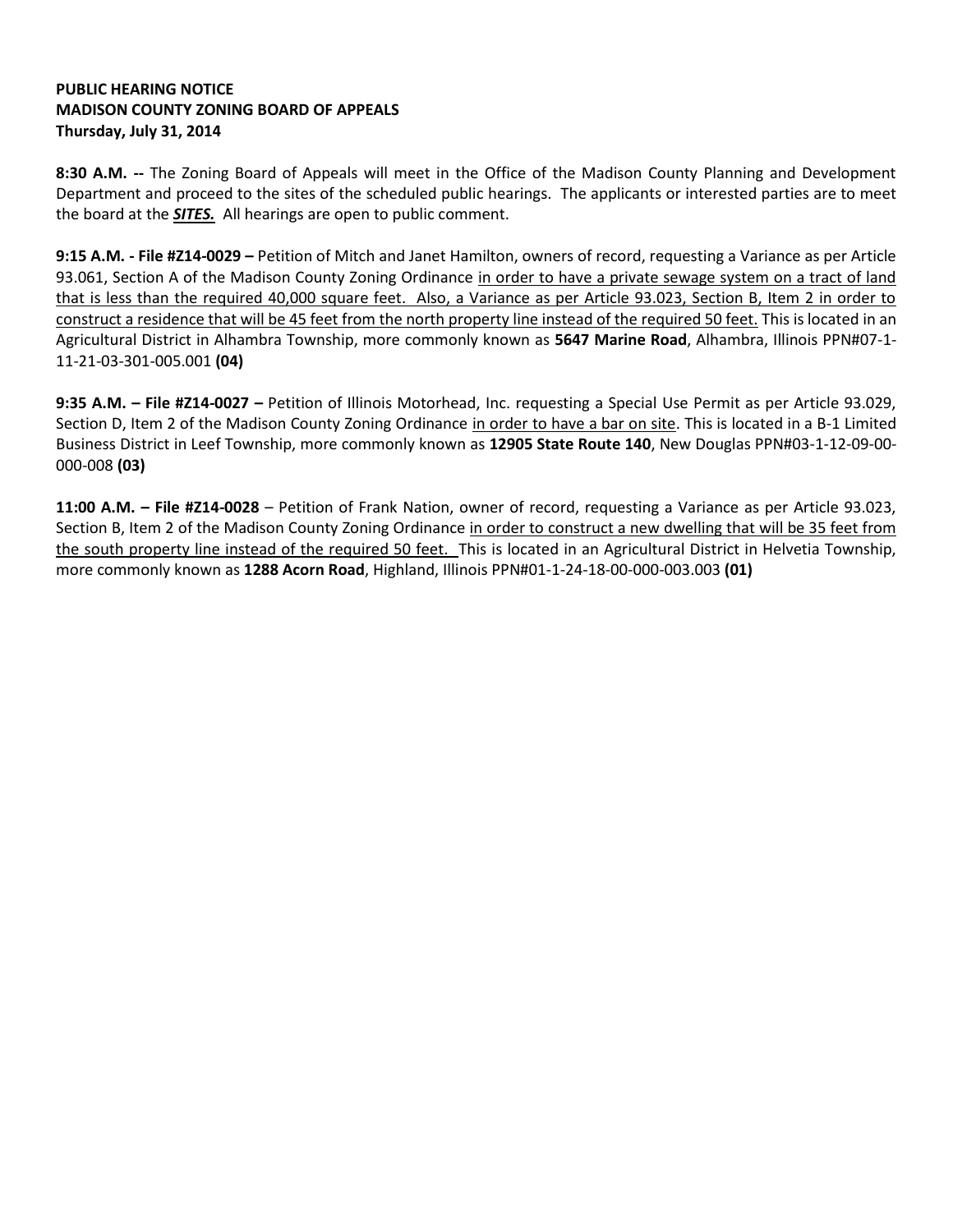**PUBLIC HEARING NOTICE**
**MADISON COUNTY ZONING BOARD OF APPEALS**
**Thursday, July 31, 2014**

**8:30 A.M. --** The Zoning Board of Appeals will meet in the Office of the Madison County Planning and Development Department and proceed to the sites of the scheduled public hearings. The applicants or interested parties are to meet the board at the ***SITES.*** All hearings are open to public comment.

**9:15 A.M. - File #Z14-0029 –** Petition of Mitch and Janet Hamilton, owners of record, requesting a Variance as per Article 93.061, Section A of the Madison County Zoning Ordinance in order to have a private sewage system on a tract of land that is less than the required 40,000 square feet. Also, a Variance as per Article 93.023, Section B, Item 2 in order to construct a residence that will be 45 feet from the north property line instead of the required 50 feet. This is located in an Agricultural District in Alhambra Township, more commonly known as **5647 Marine Road**, Alhambra, Illinois PPN#07-1-11-21-03-301-005.001 **(04)**

**9:35 A.M. – File #Z14-0027 –** Petition of Illinois Motorhead, Inc. requesting a Special Use Permit as per Article 93.029, Section D, Item 2 of the Madison County Zoning Ordinance in order to have a bar on site. This is located in a B-1 Limited Business District in Leef Township, more commonly known as **12905 State Route 140**, New Douglas PPN#03-1-12-09-00-000-008 **(03)**

**11:00 A.M. – File #Z14-0028** – Petition of Frank Nation, owner of record, requesting a Variance as per Article 93.023, Section B, Item 2 of the Madison County Zoning Ordinance in order to construct a new dwelling that will be 35 feet from the south property line instead of the required 50 feet. This is located in an Agricultural District in Helvetia Township, more commonly known as **1288 Acorn Road**, Highland, Illinois PPN#01-1-24-18-00-000-003.003 **(01)**